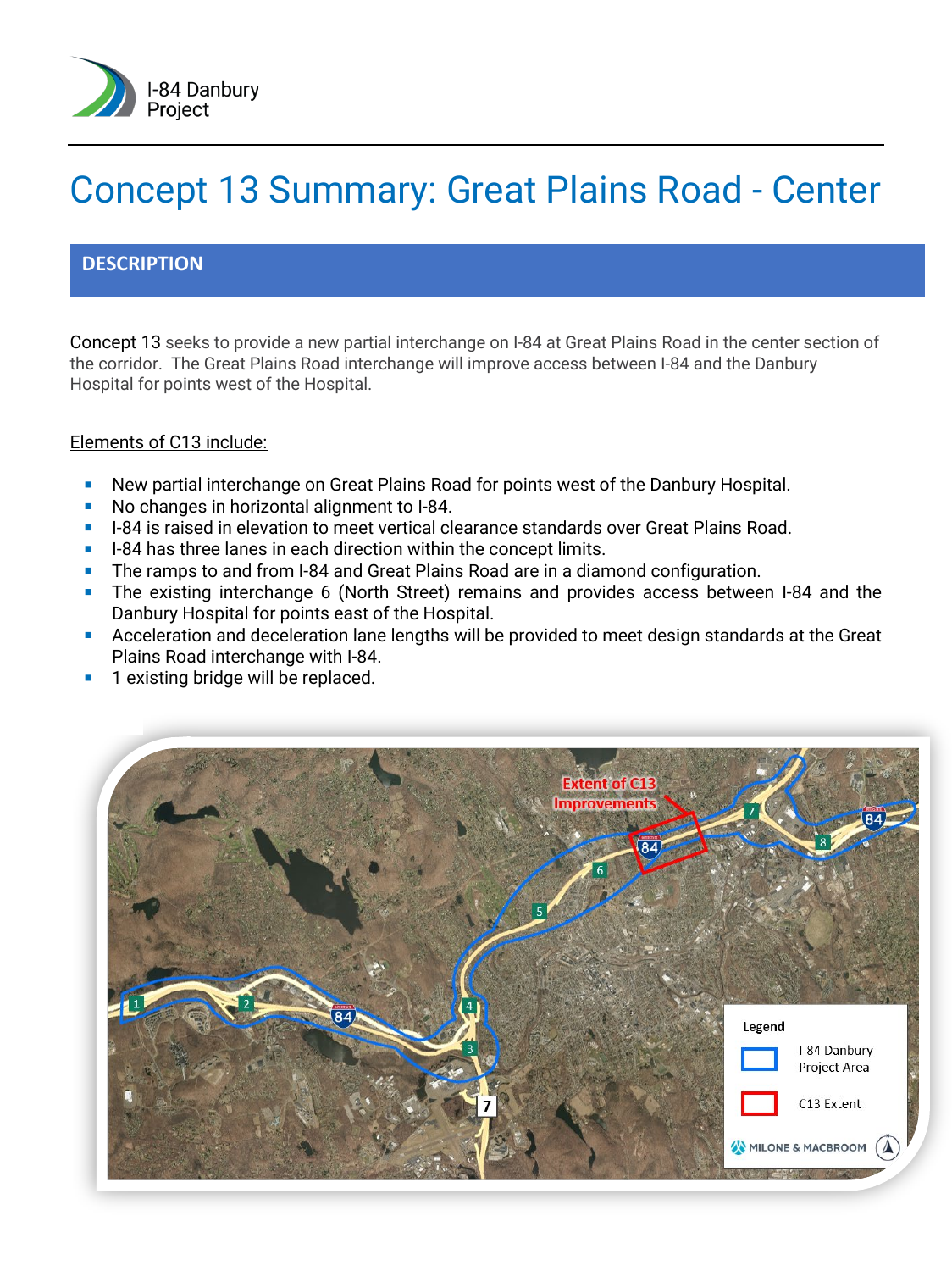I-84 Danbury Project

# Concept 13 Summary: Great Plains Road - Center

## DESCRIPTION

Concept 13 seeks to provide a new partial interchange on I-84 at Great Plains Road in the center section of the corridor. The Great Plains Road interchange will improve access between I-84 and the Danbury Hospital for points west of the Hospital.

Elements of C13 include:

- New partial interchange on Great Plains Road for points west of the Danbury Hospital.
- No changes in horizontal alignment to I-84.
- I-84 is raised in elevation to meet vertical clearance standards over Great Plains Road.
- I-84 has three lanes in each direction within the concept limits.
- The ramps to and from I-84 and Great Plains Road are in a diamond configuration.
- The existing interchange 6 (North Street) remains and provides access between I-84 and the Danbury Hospital for points east of the Hospital.
- Acceleration and deceleration lane lengths will be provided to meet design standards at the Great Plains Road interchange with I-84.
- 1 existing bridge will be replaced.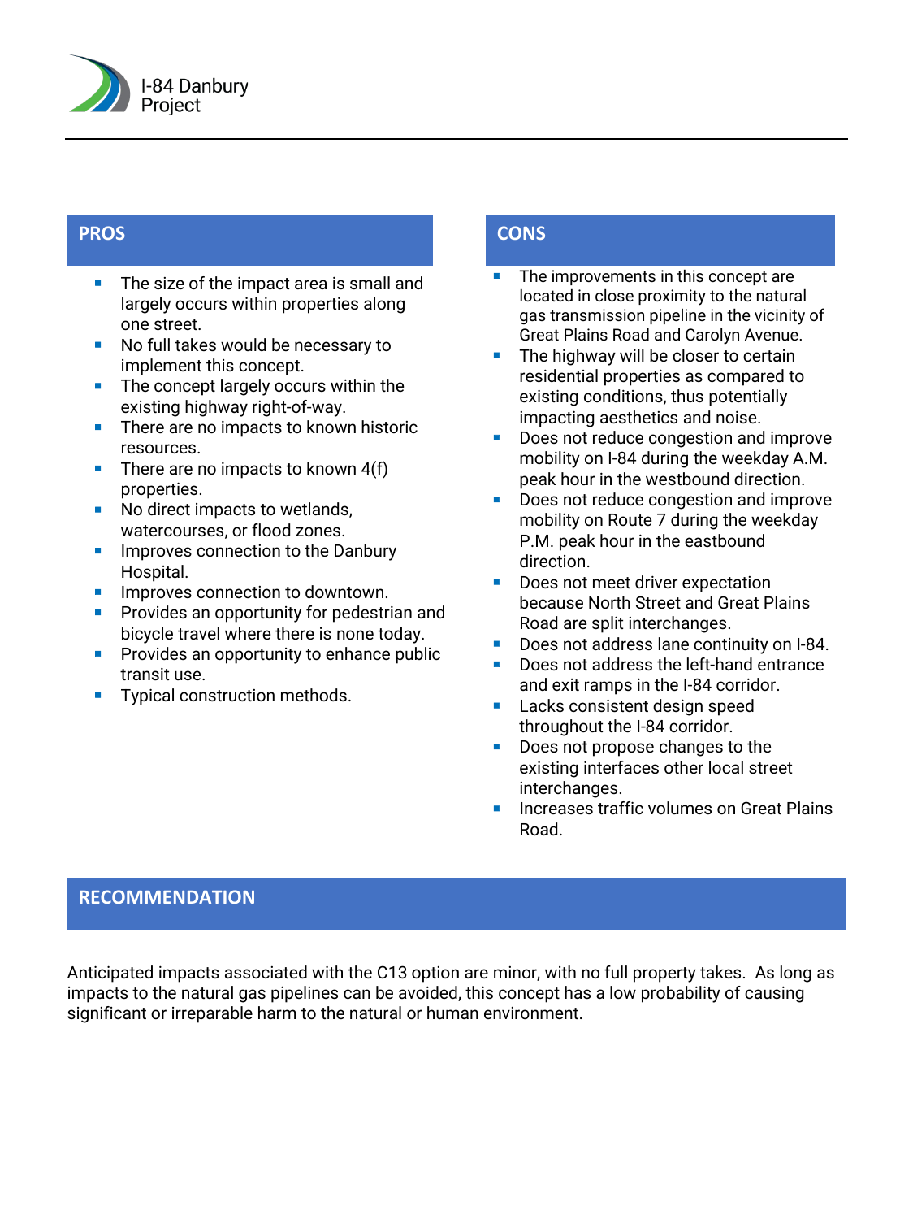## PROS

- The size of the impact area is small and largely occurs within properties along one street.
- No full takes would be necessary to implement this concept.
- The concept largely occurs within the existing highway right-of-way.
- There are no impacts to known historic resources.
- There are no impacts to known 4(f) properties.
- No direct impacts to wetlands, watercourses, or flood zones.
- Improves connection to the Danbury Hospital.
- Improves connection to downtown.
- Provides an opportunity for pedestrian and bicycle travel where there is none today.
- Provides an opportunity to enhance public transit use.
- Typical construction methods.

## CONS

- The improvements in this concept are located in close proximity to the natural gas transmission pipeline in the vicinity of Great Plains Road and Carolyn Avenue.
- The highway will be closer to certain residential properties as compared to existing conditions, thus potentially impacting aesthetics and noise.
- Does not reduce congestion and improve mobility on I-84 during the weekday A.M. peak hour in the westbound direction.
- Does not reduce congestion and improve mobility on Route 7 during the weekday P.M. peak hour in the eastbound direction.
- Does not meet driver expectation because North Street and Great Plains Road are split interchanges.
- Does not address lane continuity on I-84.
- Does not address the left-hand entrance and exit ramps in the I-84 corridor.
- Lacks consistent design speed throughout the I-84 corridor.
- Does not propose changes to the existing interfaces other local street interchanges.
- Increases traffic volumes on Great Plains Road.

## RECOMMENDATION

Anticipated impacts associated with the C13 option are minor, with no full property takes. As long as impacts to the natural gas pipelines can be avoided, this concept has a low probability of causing significant or irreparable harm to the natural or human environment.